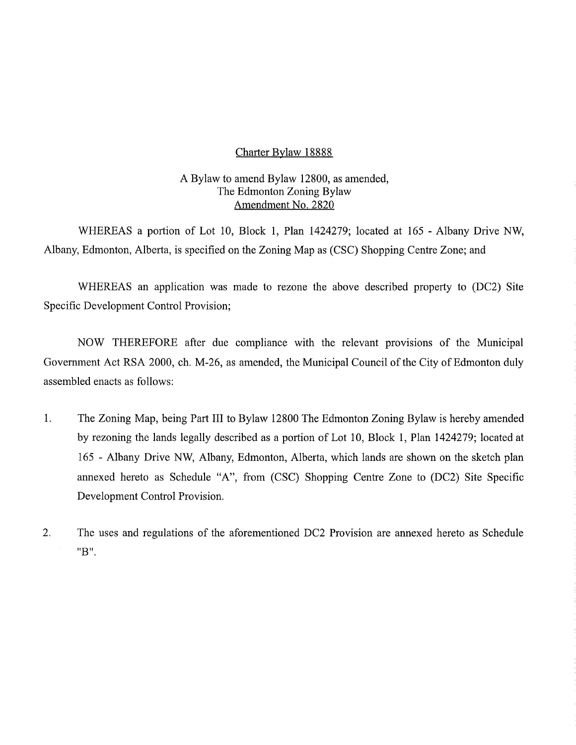<u>Charter Bylaw 18888</u>

A Bylaw to amend Bylaw 12800, as amended,
The Edmonton Zoning Bylaw
<u>Amendment No. 2820</u>

WHEREAS a portion of Lot 10, Block 1, Plan 1424279; located at 165 - Albany Drive NW, Albany, Edmonton, Alberta, is specified on the Zoning Map as (CSC) Shopping Centre Zone; and

WHEREAS an application was made to rezone the above described property to (DC2) Site Specific Development Control Provision;

NOW THEREFORE after due compliance with the relevant provisions of the Municipal Government Act RSA 2000, ch. M-26, as amended, the Municipal Council of the City of Edmonton duly assembled enacts as follows:

1. The Zoning Map, being Part III to Bylaw 12800 The Edmonton Zoning Bylaw is hereby amended by rezoning the lands legally described as a portion of Lot 10, Block 1, Plan 1424279; located at 165 - Albany Drive NW, Albany, Edmonton, Alberta, which lands are shown on the sketch plan annexed hereto as Schedule "A", from (CSC) Shopping Centre Zone to (DC2) Site Specific Development Control Provision.

2. The uses and regulations of the aforementioned DC2 Provision are annexed hereto as Schedule "B".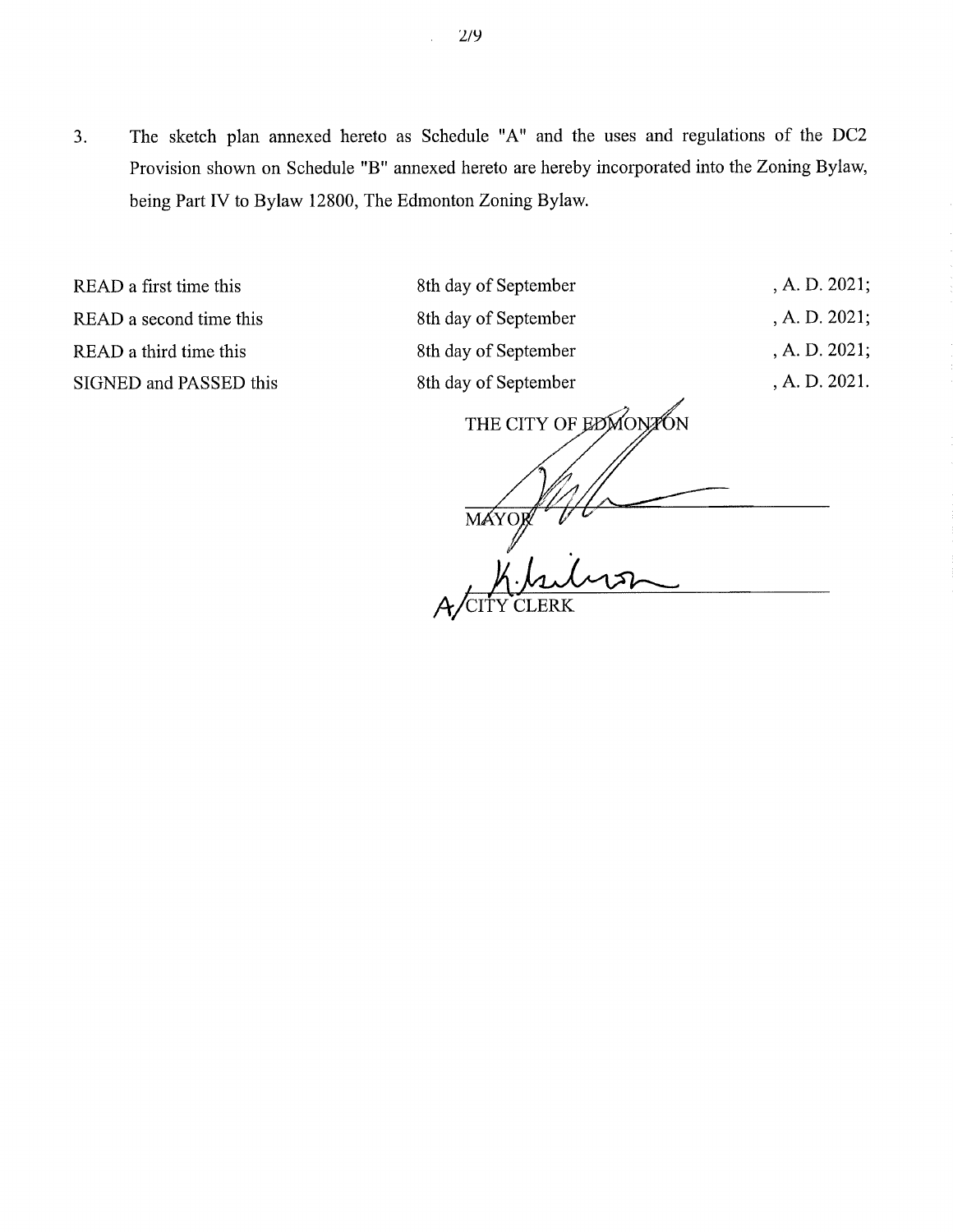3. The sketch plan annexed hereto as Schedule "A" and the uses and regulations of the DC2 Provision shown on Schedule "B" annexed hereto are hereby incorporated into the Zoning Bylaw, being Part IV to Bylaw 12800, The Edmonton Zoning Bylaw.

| | | |
|---|---|---|
| READ a first time this | 8th day of September | , A. D. 2021; |
| READ a second time this | 8th day of September | , A. D. 2021; |
| READ a third time this | 8th day of September | , A. D. 2021; |
| SIGNED and PASSED this | 8th day of September | , A. D. 2021. |

THE CITY OF EDMONTON

MAYOR

A/CITY CLERK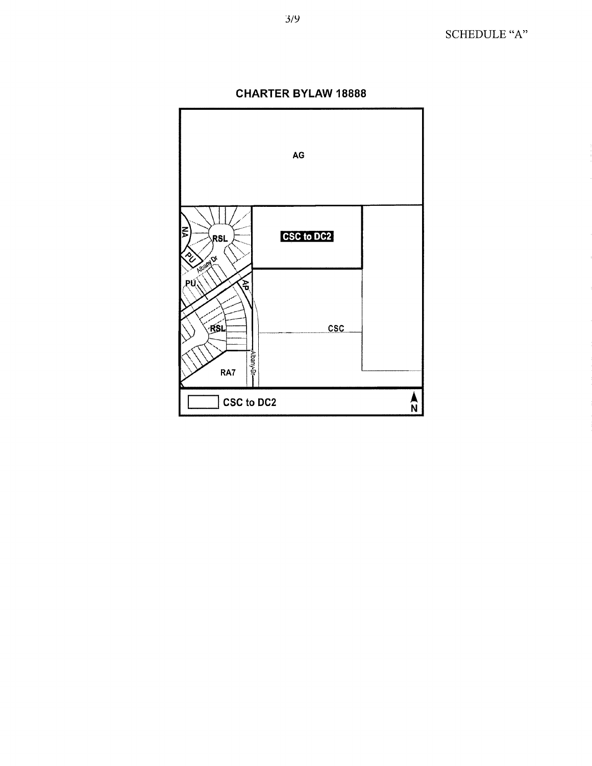SCHEDULE "A"

## CHARTER BYLAW 18888

AG

CSC to DC2

NA

RSL

PU

Albany Dr

PU

AP

RSL

CSC

RA7

Albany Dr

CSC to DC2

N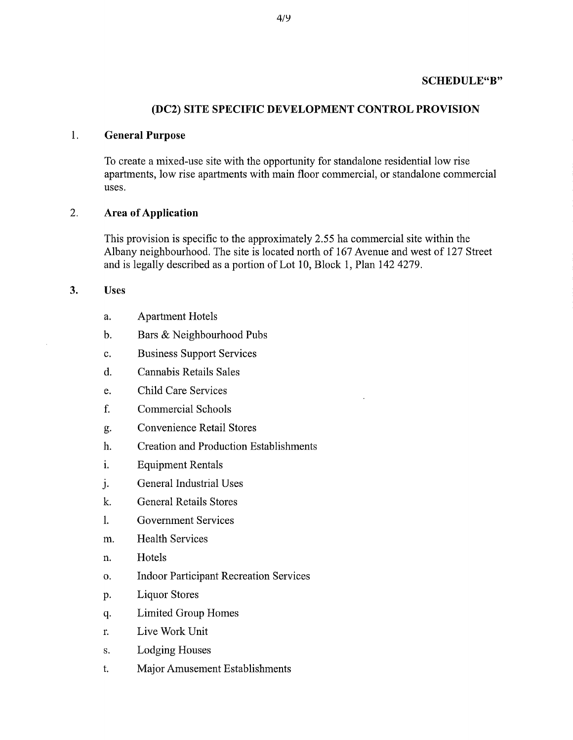**SCHEDULE"B"**

## (DC2) SITE SPECIFIC DEVELOPMENT CONTROL PROVISION

### 1. General Purpose

To create a mixed-use site with the opportunity for standalone residential low rise apartments, low rise apartments with main floor commercial, or standalone commercial uses.

### 2. Area of Application

This provision is specific to the approximately 2.55 ha commercial site within the Albany neighbourhood. The site is located north of 167 Avenue and west of 127 Street and is legally described as a portion of Lot 10, Block 1, Plan 142 4279.

### 3. Uses

a. Apartment Hotels

b. Bars & Neighbourhood Pubs

c. Business Support Services

d. Cannabis Retails Sales

e. Child Care Services

f. Commercial Schools

g. Convenience Retail Stores

h. Creation and Production Establishments

i. Equipment Rentals

j. General Industrial Uses

k. General Retails Stores

l. Government Services

m. Health Services

n. Hotels

o. Indoor Participant Recreation Services

p. Liquor Stores

q. Limited Group Homes

r. Live Work Unit

s. Lodging Houses

t. Major Amusement Establishments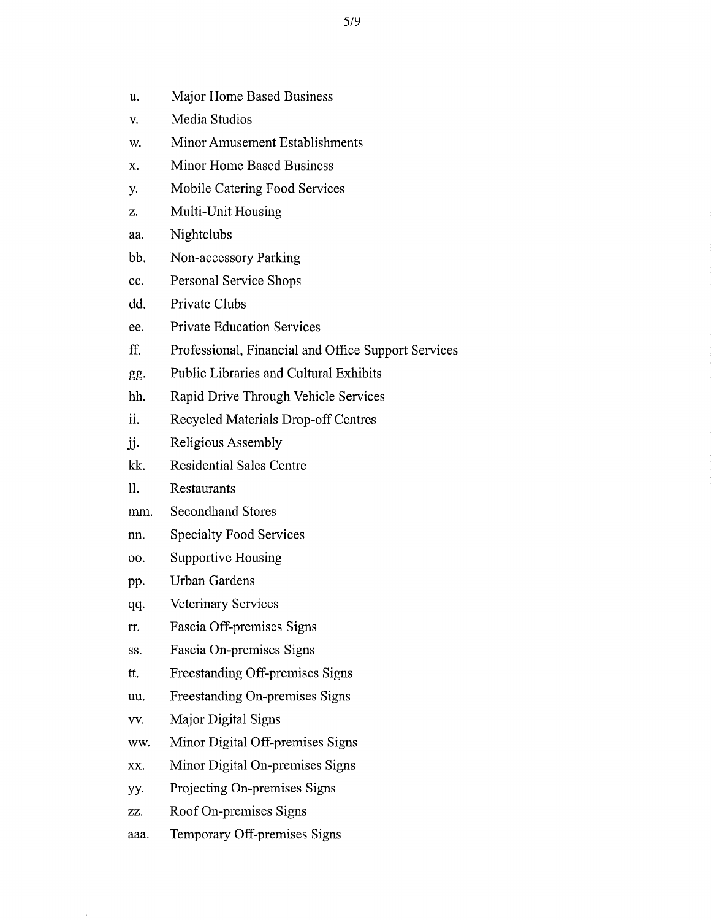u. Major Home Based Business
v. Media Studios
w. Minor Amusement Establishments
x. Minor Home Based Business
y. Mobile Catering Food Services
z. Multi-Unit Housing
aa. Nightclubs
bb. Non-accessory Parking
cc. Personal Service Shops
dd. Private Clubs
ee. Private Education Services
ff. Professional, Financial and Office Support Services
gg. Public Libraries and Cultural Exhibits
hh. Rapid Drive Through Vehicle Services
ii. Recycled Materials Drop-off Centres
jj. Religious Assembly
kk. Residential Sales Centre
ll. Restaurants
mm. Secondhand Stores
nn. Specialty Food Services
oo. Supportive Housing
pp. Urban Gardens
qq. Veterinary Services
rr. Fascia Off-premises Signs
ss. Fascia On-premises Signs
tt. Freestanding Off-premises Signs
uu. Freestanding On-premises Signs
vv. Major Digital Signs
ww. Minor Digital Off-premises Signs
xx. Minor Digital On-premises Signs
yy. Projecting On-premises Signs
zz. Roof On-premises Signs
aaa. Temporary Off-premises Signs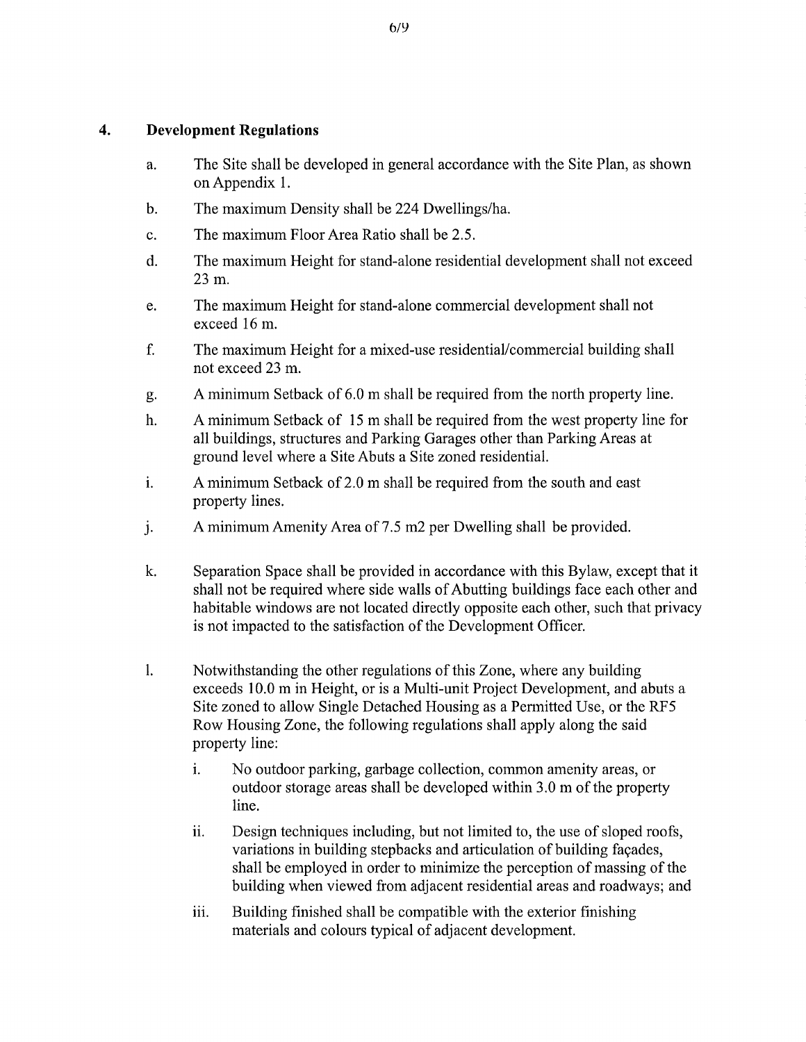## 4. Development Regulations

a. The Site shall be developed in general accordance with the Site Plan, as shown on Appendix 1.

b. The maximum Density shall be 224 Dwellings/ha.

c. The maximum Floor Area Ratio shall be 2.5.

d. The maximum Height for stand-alone residential development shall not exceed 23 m.

e. The maximum Height for stand-alone commercial development shall not exceed 16 m.

f. The maximum Height for a mixed-use residential/commercial building shall not exceed 23 m.

g. A minimum Setback of 6.0 m shall be required from the north property line.

h. A minimum Setback of 15 m shall be required from the west property line for all buildings, structures and Parking Garages other than Parking Areas at ground level where a Site Abuts a Site zoned residential.

i. A minimum Setback of 2.0 m shall be required from the south and east property lines.

j. A minimum Amenity Area of 7.5 m2 per Dwelling shall be provided.

k. Separation Space shall be provided in accordance with this Bylaw, except that it shall not be required where side walls of Abutting buildings face each other and habitable windows are not located directly opposite each other, such that privacy is not impacted to the satisfaction of the Development Officer.

l. Notwithstanding the other regulations of this Zone, where any building exceeds 10.0 m in Height, or is a Multi-unit Project Development, and abuts a Site zoned to allow Single Detached Housing as a Permitted Use, or the RF5 Row Housing Zone, the following regulations shall apply along the said property line:

   i. No outdoor parking, garbage collection, common amenity areas, or outdoor storage areas shall be developed within 3.0 m of the property line.

   ii. Design techniques including, but not limited to, the use of sloped roofs, variations in building stepbacks and articulation of building façades, shall be employed in order to minimize the perception of massing of the building when viewed from adjacent residential areas and roadways; and

   iii. Building finished shall be compatible with the exterior finishing materials and colours typical of adjacent development.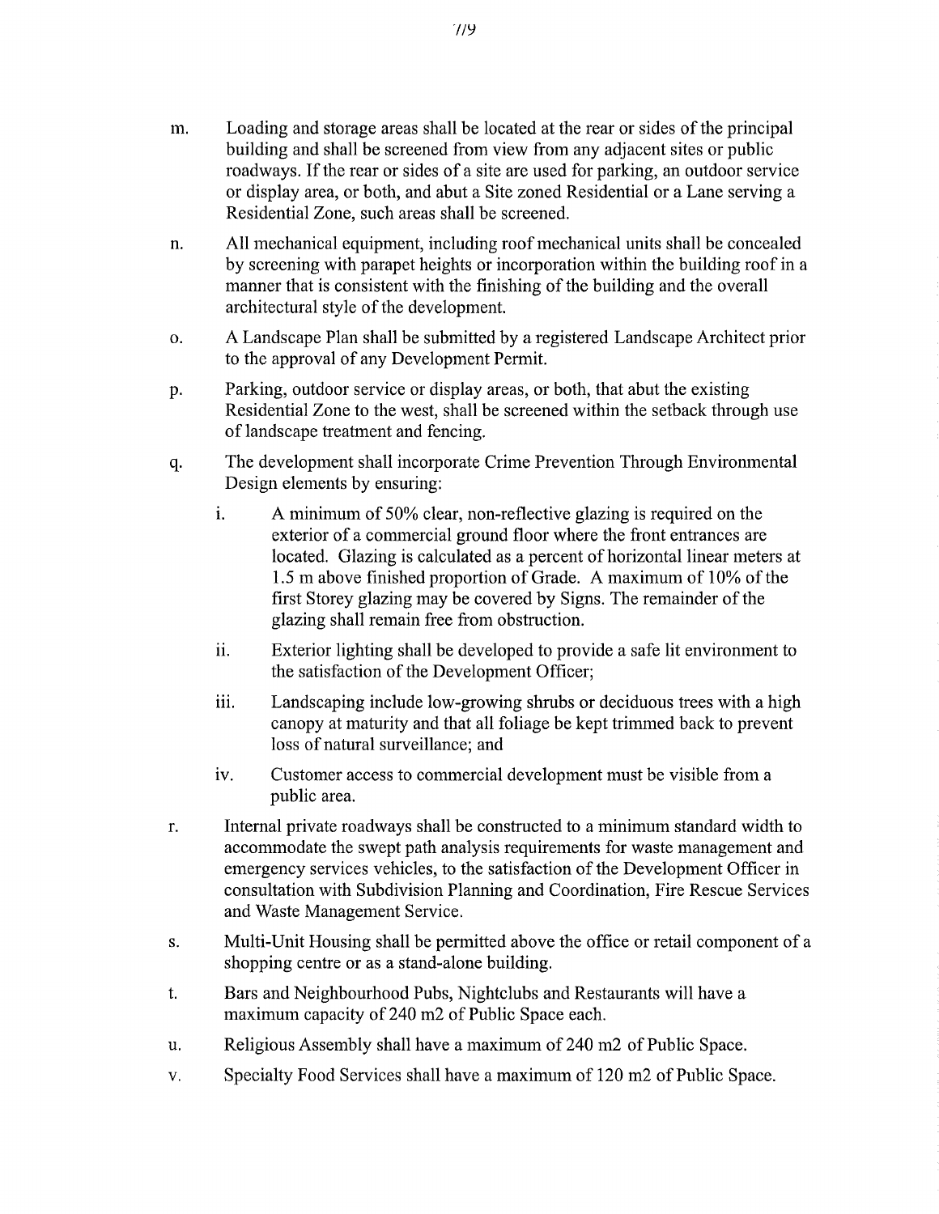m. Loading and storage areas shall be located at the rear or sides of the principal building and shall be screened from view from any adjacent sites or public roadways. If the rear or sides of a site are used for parking, an outdoor service or display area, or both, and abut a Site zoned Residential or a Lane serving a Residential Zone, such areas shall be screened.

n. All mechanical equipment, including roof mechanical units shall be concealed by screening with parapet heights or incorporation within the building roof in a manner that is consistent with the finishing of the building and the overall architectural style of the development.

o. A Landscape Plan shall be submitted by a registered Landscape Architect prior to the approval of any Development Permit.

p. Parking, outdoor service or display areas, or both, that abut the existing Residential Zone to the west, shall be screened within the setback through use of landscape treatment and fencing.

q. The development shall incorporate Crime Prevention Through Environmental Design elements by ensuring:

   i. A minimum of 50% clear, non-reflective glazing is required on the exterior of a commercial ground floor where the front entrances are located. Glazing is calculated as a percent of horizontal linear meters at 1.5 m above finished proportion of Grade. A maximum of 10% of the first Storey glazing may be covered by Signs. The remainder of the glazing shall remain free from obstruction.

   ii. Exterior lighting shall be developed to provide a safe lit environment to the satisfaction of the Development Officer;

   iii. Landscaping include low-growing shrubs or deciduous trees with a high canopy at maturity and that all foliage be kept trimmed back to prevent loss of natural surveillance; and

   iv. Customer access to commercial development must be visible from a public area.

r. Internal private roadways shall be constructed to a minimum standard width to accommodate the swept path analysis requirements for waste management and emergency services vehicles, to the satisfaction of the Development Officer in consultation with Subdivision Planning and Coordination, Fire Rescue Services and Waste Management Service.

s. Multi-Unit Housing shall be permitted above the office or retail component of a shopping centre or as a stand-alone building.

t. Bars and Neighbourhood Pubs, Nightclubs and Restaurants will have a maximum capacity of 240 m2 of Public Space each.

u. Religious Assembly shall have a maximum of 240 m2 of Public Space.

v. Specialty Food Services shall have a maximum of 120 m2 of Public Space.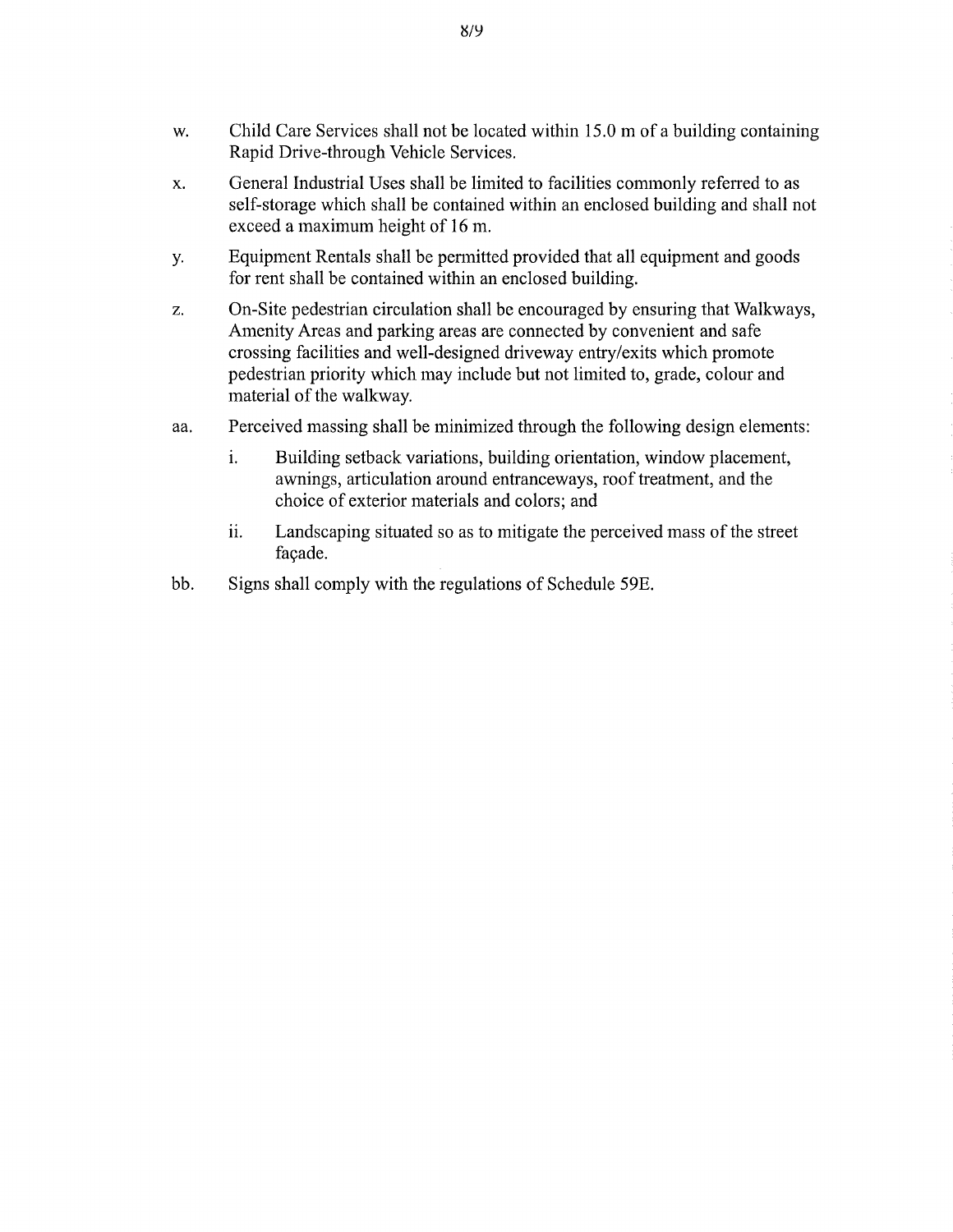w. Child Care Services shall not be located within 15.0 m of a building containing Rapid Drive-through Vehicle Services.

x. General Industrial Uses shall be limited to facilities commonly referred to as self-storage which shall be contained within an enclosed building and shall not exceed a maximum height of 16 m.

y. Equipment Rentals shall be permitted provided that all equipment and goods for rent shall be contained within an enclosed building.

z. On-Site pedestrian circulation shall be encouraged by ensuring that Walkways, Amenity Areas and parking areas are connected by convenient and safe crossing facilities and well-designed driveway entry/exits which promote pedestrian priority which may include but not limited to, grade, colour and material of the walkway.

aa. Perceived massing shall be minimized through the following design elements:

   i. Building setback variations, building orientation, window placement, awnings, articulation around entranceways, roof treatment, and the choice of exterior materials and colors; and

   ii. Landscaping situated so as to mitigate the perceived mass of the street façade.

bb. Signs shall comply with the regulations of Schedule 59E.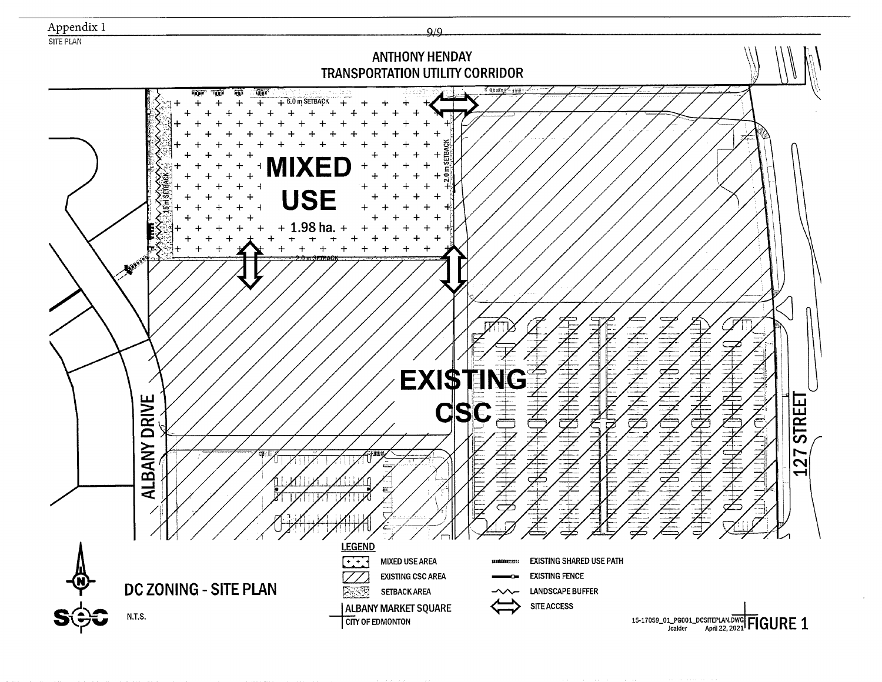Appendix 1

SITE PLAN

ANTHONY HENDAY
TRANSPORTATION UTILITY CORRIDOR

6.0 m SETBACK

2.0 m SETBACK

15 m SETBACK

MIXED USE

1.98 ha.

2.0 m SETBACK

EXISTING CSC

ALBANY DRIVE

127 STREET

LEGEND

MIXED USE AREA

EXISTING CSC AREA

SETBACK AREA

EXISTING SHARED USE PATH

EXISTING FENCE

LANDSCAPE BUFFER

SITE ACCESS

DC ZONING - SITE PLAN

N.T.S.

ALBANY MARKET SQUARE
CITY OF EDMONTON

15-17059_01_PG001_DCSITEPLAN.DWG
Jcalder April 22, 2021

FIGURE 1